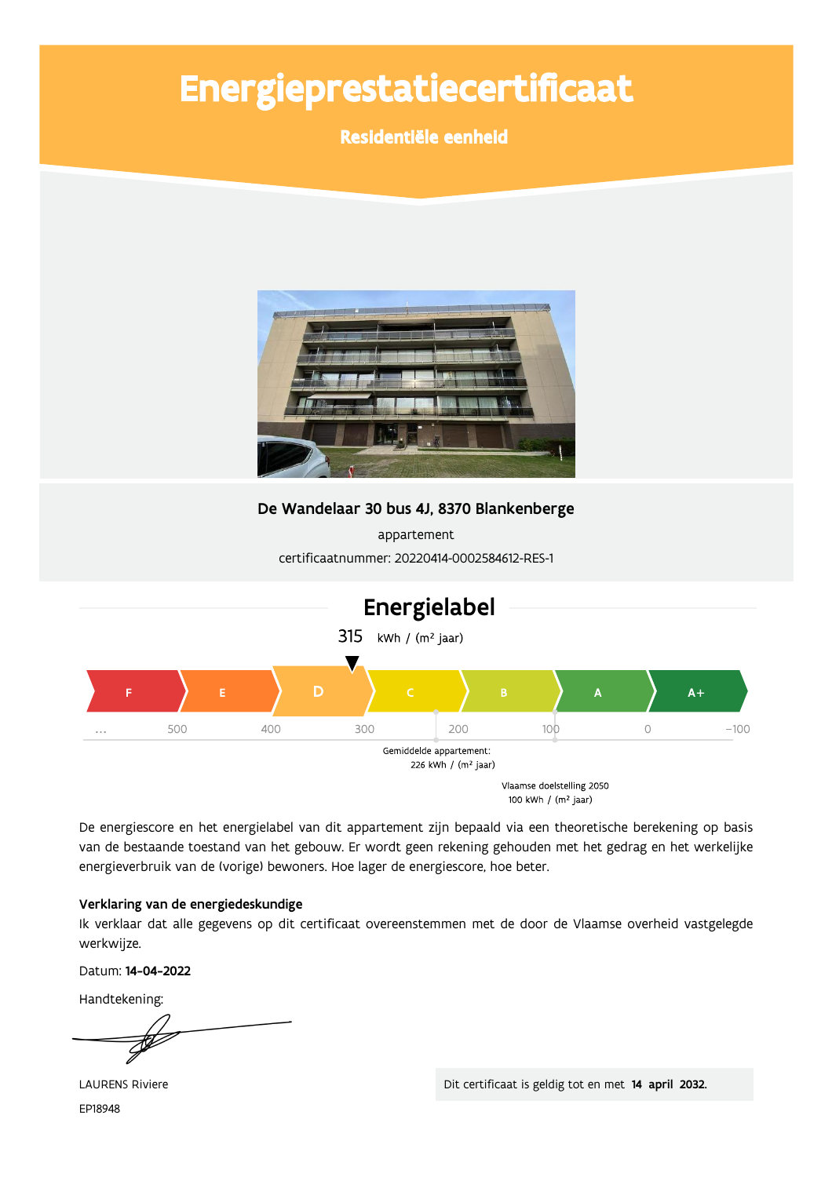# Energieprestatiecertificaat

**Residentiële eenheid**

**De Wandelaar 30 bus 4J, 8370 Blankenberge**

appartement

certificaatnummer: 20220414-0002584612-RES-1

## Energielabel

315 kWh / (m² jaar)

| F | E | D | C | B | A | A+ |
|---|---|---|---|---|---|---|

... 500 400 300 200 100 0 −100

Gemiddelde appartement: 226 kWh / (m² jaar)

Vlaamse doelstelling 2050 100 kWh / (m² jaar)

De energiescore en het energielabel van dit appartement zijn bepaald via een theoretische berekening op basis van de bestaande toestand van het gebouw. Er wordt geen rekening gehouden met het gedrag en het werkelijke energieverbruik van de (vorige) bewoners. Hoe lager de energiescore, hoe beter.

**Verklaring van de energiedeskundige**

Ik verklaar dat alle gegevens op dit certificaat overeenstemmen met de door de Vlaamse overheid vastgelegde werkwijze.

Datum: **14-04-2022**

Handtekening:

LAURENS Riviere

EP18948

Dit certificaat is geldig tot en met **14 april 2032.**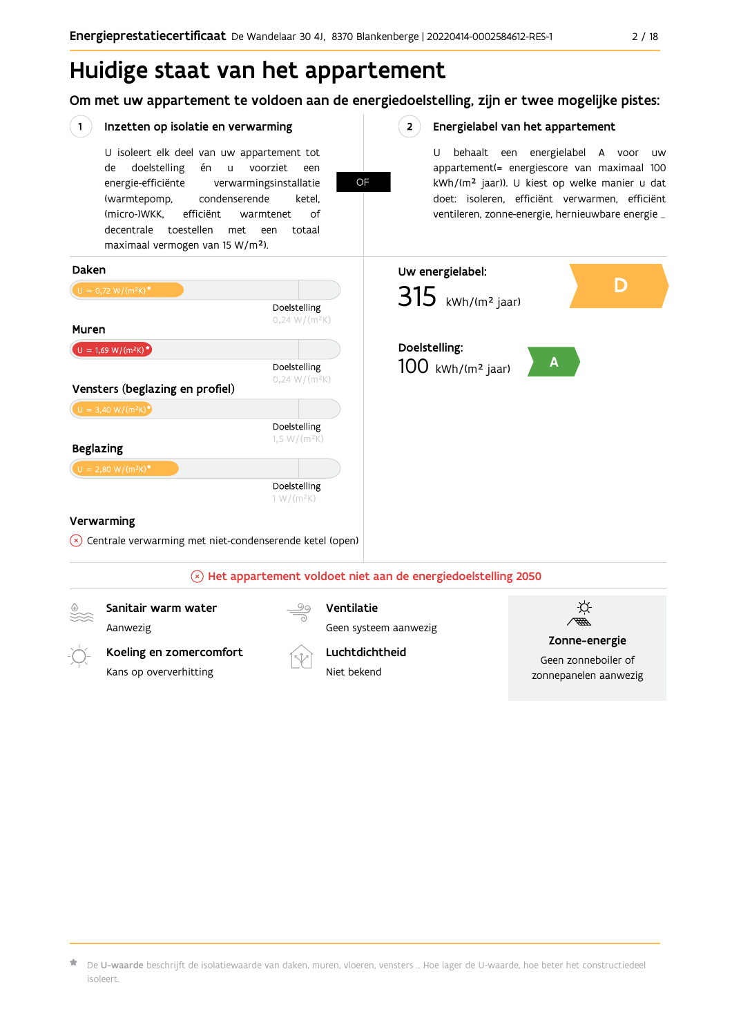# Huidige staat van het appartement

## Om met uw appartement te voldoen aan de energiedoelstelling, zijn er twee mogelijke pistes:

### 1 Inzetten op isolatie en verwarming

U isoleert elk deel van uw appartement tot de doelstelling én u voorziet een energie-efficiënte verwarmingsinstallatie (warmtepomp, condenserende ketel, (micro-)WKK, efficiënt warmtenet of decentrale toestellen met een totaal maximaal vermogen van 15 W/m²).

**OF**

### 2 Energielabel van het appartement

U behaalt een energielabel A voor uw appartement(= energiescore van maximaal 100 kWh/(m² jaar)). U kiest op welke manier u dat doet: isoleren, efficiënt verwarmen, efficiënt ventileren, zonne-energie, hernieuwbare energie …

**Daken**

U = 0,72 W/(m²K)*

Doelstelling 0,24 W/(m²K)

**Muren**

U = 1,69 W/(m²K)*

Doelstelling 0,24 W/(m²K)

**Vensters (beglazing en profiel)**

U = 3,40 W/(m²K)*

Doelstelling 1,5 W/(m²K)

**Beglazing**

U = 2,80 W/(m²K)*

Doelstelling 1 W/(m²K)

**Verwarming**

Centrale verwarming met niet-condenserende ketel (open)

**Uw energielabel:** D

315 kWh/(m² jaar)

**Doelstelling:** A

100 kWh/(m² jaar)

**Het appartement voldoet niet aan de energiedoelstelling 2050**

**Sanitair warm water**
Aanwezig

**Koeling en zomercomfort**
Kans op oververhitting

**Ventilatie**
Geen systeem aanwezig

**Luchtdichtheid**
Niet bekend

**Zonne-energie**
Geen zonneboiler of zonnepanelen aanwezig

\* De **U-waarde** beschrijft de isolatiewaarde van daken, muren, vloeren, vensters … Hoe lager de U-waarde, hoe beter het constructiedeel isoleert.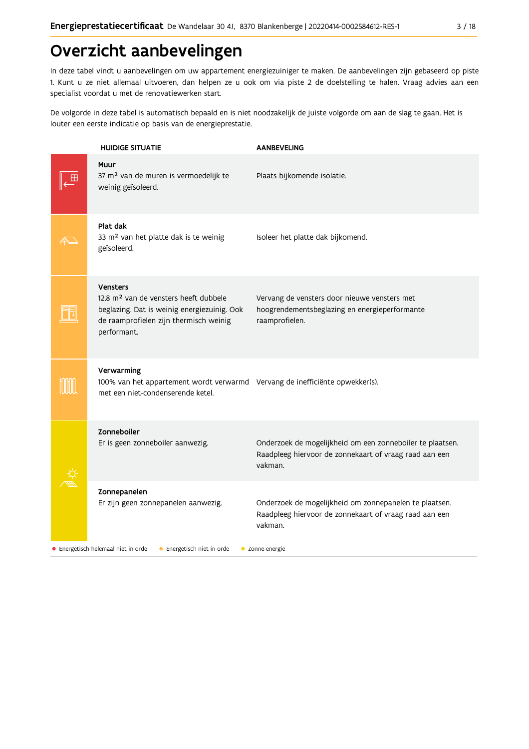# Overzicht aanbevelingen

In deze tabel vindt u aanbevelingen om uw appartement energiezuiniger te maken. De aanbevelingen zijn gebaseerd op piste 1. Kunt u ze niet allemaal uitvoeren, dan helpen ze u ook om via piste 2 de doelstelling te halen. Vraag advies aan een specialist voordat u met de renovatiewerken start.

De volgorde in deze tabel is automatisch bepaald en is niet noodzakelijk de juiste volgorde om aan de slag te gaan. Het is louter een eerste indicatie op basis van de energieprestatie.

| HUIDIGE SITUATIE | AANBEVELING |
|---|---|
| **Muur**<br>37 m² van de muren is vermoedelijk te weinig geïsoleerd. | Plaats bijkomende isolatie. |
| **Plat dak**<br>33 m² van het platte dak is te weinig geïsoleerd. | Isoleer het platte dak bijkomend. |
| **Vensters**<br>12,8 m² van de vensters heeft dubbele beglazing. Dat is weinig energiezuinig. Ook de raamprofielen zijn thermisch weinig performant. | Vervang de vensters door nieuwe vensters met hoogrendementsbeglazing en energieperformante raamprofielen. |
| **Verwarming**<br>100% van het appartement wordt verwarmd met een niet-condenserende ketel. | Vervang de inefficiënte opwekker(s). |
| **Zonneboiler**<br>Er is geen zonneboiler aanwezig. | Onderzoek de mogelijkheid om een zonneboiler te plaatsen. Raadpleeg hiervoor de zonnekaart of vraag raad aan een vakman. |
| **Zonnepanelen**<br>Er zijn geen zonnepanelen aanwezig. | Onderzoek de mogelijkheid om zonnepanelen te plaatsen. Raadpleeg hiervoor de zonnekaart of vraag raad aan een vakman. |

● Energetisch helemaal niet in orde ● Energetisch niet in orde ● Zonne-energie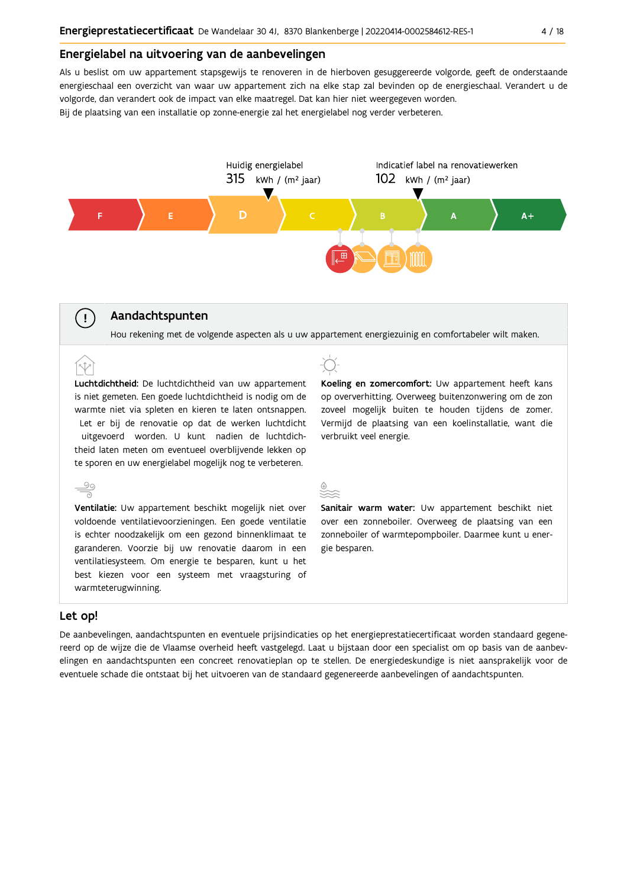## Energielabel na uitvoering van de aanbevelingen

Als u beslist om uw appartement stapsgewijs te renoveren in de hierboven gesuggereerde volgorde, geeft de onderstaande energieschaal een overzicht van waar uw appartement zich na elke stap zal bevinden op de energieschaal. Verandert u de volgorde, dan verandert ook de impact van elke maatregel. Dat kan hier niet weergegeven worden.
Bij de plaatsing van een installatie op zonne-energie zal het energielabel nog verder verbeteren.

Huidig energielabel
315 kWh / (m² jaar)

Indicatief label na renovatiewerken
102 kWh / (m² jaar)

F | E | D | C | B | A | A+

### Aandachtspunten

Hou rekening met de volgende aspecten als u uw appartement energiezuinig en comfortabeler wilt maken.

**Luchtdichtheid:** De luchtdichtheid van uw appartement is niet gemeten. Een goede luchtdichtheid is nodig om de warmte niet via spleten en kieren te laten ontsnappen. Let er bij de renovatie op dat de werken luchtdicht uitgevoerd worden. U kunt nadien de luchtdichtheid laten meten om eventueel overblijvende lekken op te sporen en uw energielabel mogelijk nog te verbeteren.

**Koeling en zomercomfort:** Uw appartement heeft kans op oververhitting. Overweeg buitenzonwering om de zon zoveel mogelijk buiten te houden tijdens de zomer. Vermijd de plaatsing van een koelinstallatie, want die verbruikt veel energie.

**Ventilatie:** Uw appartement beschikt mogelijk niet over voldoende ventilatievoorzieningen. Een goede ventilatie is echter noodzakelijk om een gezond binnenklimaat te garanderen. Voorzie bij uw renovatie daarom in een ventilatiesysteem. Om energie te besparen, kunt u het best kiezen voor een systeem met vraagsturing of warmteterugwinning.

**Sanitair warm water:** Uw appartement beschikt niet over een zonneboiler. Overweeg de plaatsing van een zonneboiler of warmtepompboiler. Daarmee kunt u energie besparen.

## Let op!

De aanbevelingen, aandachtspunten en eventuele prijsindicaties op het energieprestatiecertificaat worden standaard gegenereerd op de wijze die de Vlaamse overheid heeft vastgelegd. Laat u bijstaan door een specialist om op basis van de aanbevelingen en aandachtspunten een concreet renovatieplan op te stellen. De energiedeskundige is niet aansprakelijk voor de eventuele schade die ontstaat bij het uitvoeren van de standaard gegenereerde aanbevelingen of aandachtspunten.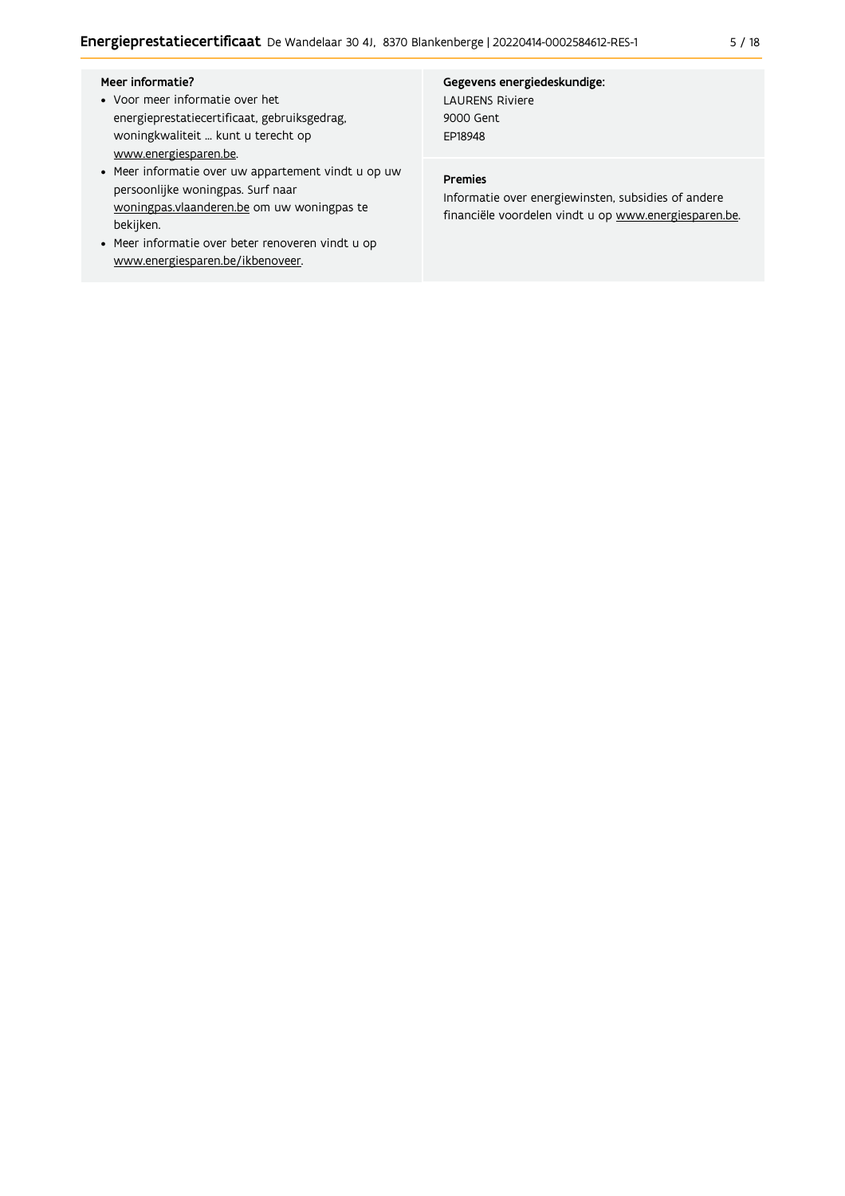**Meer informatie?**

- Voor meer informatie over het energieprestatiecertificaat, gebruiksgedrag, woningkwaliteit … kunt u terecht op www.energiesparen.be.
- Meer informatie over uw appartement vindt u op uw persoonlijke woningpas. Surf naar woningpas.vlaanderen.be om uw woningpas te bekijken.
- Meer informatie over beter renoveren vindt u op www.energiesparen.be/ikbenoveer.

**Gegevens energiedeskundige:**

LAURENS Riviere
9000 Gent
EP18948

**Premies**

Informatie over energiewinsten, subsidies of andere financiële voordelen vindt u op www.energiesparen.be.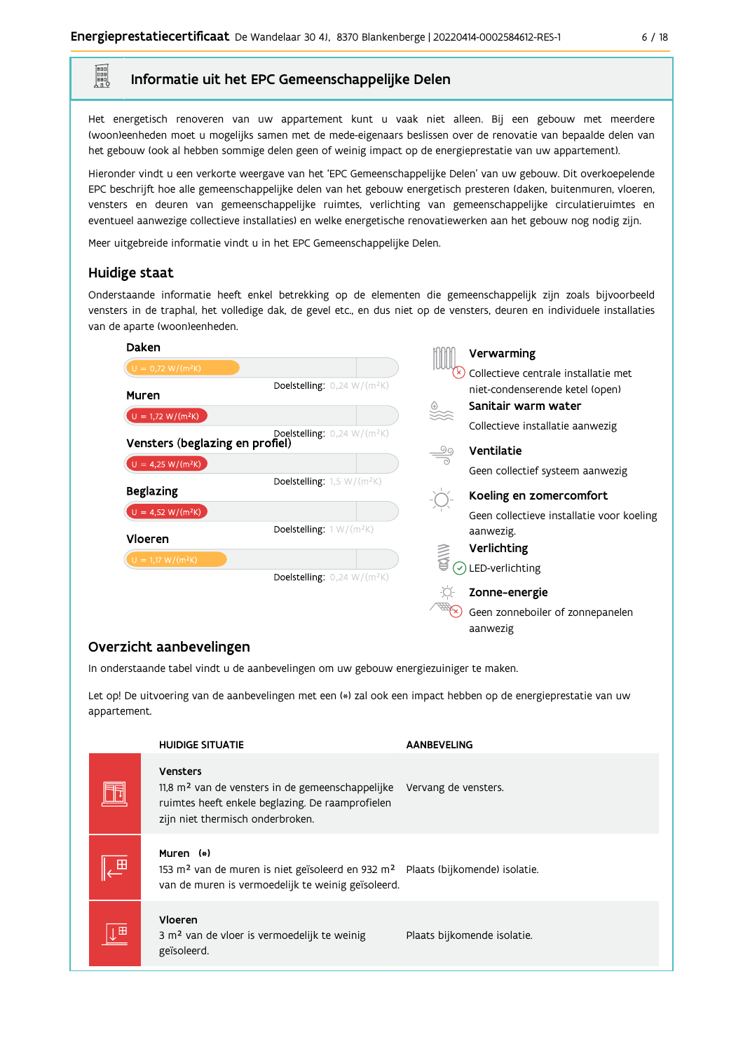## Informatie uit het EPC Gemeenschappelijke Delen

Het energetisch renoveren van uw appartement kunt u vaak niet alleen. Bij een gebouw met meerdere (woon)eenheden moet u mogelijks samen met de mede-eigenaars beslissen over de renovatie van bepaalde delen van het gebouw (ook al hebben sommige delen geen of weinig impact op de energieprestatie van uw appartement).

Hieronder vindt u een verkorte weergave van het 'EPC Gemeenschappelijke Delen' van uw gebouw. Dit overkoepelende EPC beschrijft hoe alle gemeenschappelijke delen van het gebouw energetisch presteren (daken, buitenmuren, vloeren, vensters en deuren van gemeenschappelijke ruimtes, verlichting van gemeenschappelijke circulatieruimtes en eventueel aanwezige collectieve installaties) en welke energetische renovatiewerken aan het gebouw nog nodig zijn.

Meer uitgebreide informatie vindt u in het EPC Gemeenschappelijke Delen.

### Huidige staat

Onderstaande informatie heeft enkel betrekking op de elementen die gemeenschappelijk zijn zoals bijvoorbeeld vensters in de traphal, het volledige dak, de gevel etc., en dus niet op de vensters, deuren en individuele installaties van de aparte (woon)eenheden.

**Daken**
U = 0,72 W/(m²K)
Doelstelling: 0,24 W/(m²K)

**Muren**
U = 1,72 W/(m²K)
Doelstelling: 0,24 W/(m²K)

**Vensters (beglazing en profiel)**
U = 4,25 W/(m²K)
Doelstelling: 1,5 W/(m²K)

**Beglazing**
U = 4,52 W/(m²K)
Doelstelling: 1 W/(m²K)

**Vloeren**
U = 1,17 W/(m²K)
Doelstelling: 0,24 W/(m²K)

**Verwarming**
Collectieve centrale installatie met niet-condenserende ketel (open)

**Sanitair warm water**
Collectieve installatie aanwezig

**Ventilatie**
Geen collectief systeem aanwezig

**Koeling en zomercomfort**
Geen collectieve installatie voor koeling aanwezig.

**Verlichting**
LED-verlichting

**Zonne-energie**
Geen zonneboiler of zonnepanelen aanwezig

### Overzicht aanbevelingen

In onderstaande tabel vindt u de aanbevelingen om uw gebouw energiezuiniger te maken.

Let op! De uitvoering van de aanbevelingen met een (*) zal ook een impact hebben op de energieprestatie van uw appartement.

| HUIDIGE SITUATIE | AANBEVELING |
|---|---|
| **Vensters**<br>11,8 m² van de vensters in de gemeenschappelijke ruimtes heeft enkele beglazing. De raamprofielen zijn niet thermisch onderbroken. | Vervang de vensters. |
| **Muren (*)**<br>153 m² van de muren is niet geïsoleerd en 932 m² van de muren is vermoedelijk te weinig geïsoleerd. | Plaats (bijkomende) isolatie. |
| **Vloeren**<br>3 m² van de vloer is vermoedelijk te weinig geïsoleerd. | Plaats bijkomende isolatie. |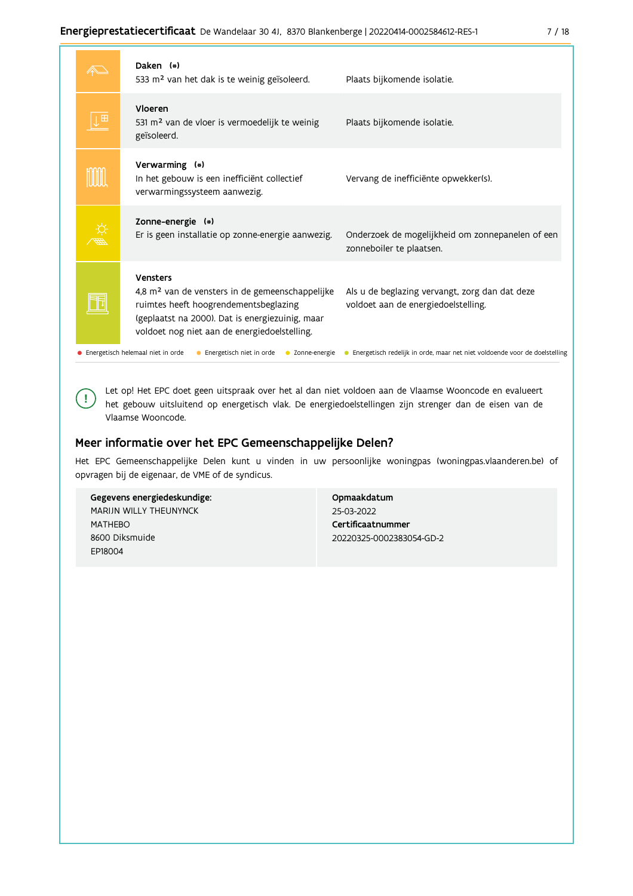| Onderdeel | Huidige situatie | Aanbeveling |
| --- | --- | --- |
| **Daken (*)** | 533 m² van het dak is te weinig geïsoleerd. | Plaats bijkomende isolatie. |
| **Vloeren** | 531 m² van de vloer is vermoedelijk te weinig geïsoleerd. | Plaats bijkomende isolatie. |
| **Verwarming (*)** | In het gebouw is een inefficiënt collectief verwarmingssysteem aanwezig. | Vervang de inefficiënte opwekker(s). |
| **Zonne-energie (*)** | Er is geen installatie op zonne-energie aanwezig. | Onderzoek de mogelijkheid om zonnepanelen of een zonneboiler te plaatsen. |
| **Vensters** | 4,8 m² van de vensters in de gemeenschappelijke ruimtes heeft hoogrendementsbeglazing (geplaatst na 2000). Dat is energiezuinig, maar voldoet nog niet aan de energiedoelstelling. | Als u de beglazing vervangt, zorg dan dat deze voldoet aan de energiedoelstelling. |

● Energetisch helemaal niet in orde ● Energetisch niet in orde ● Zonne-energie ● Energetisch redelijk in orde, maar net niet voldoende voor de doelstelling

Let op! Het EPC doet geen uitspraak over het al dan niet voldoen aan de Vlaamse Wooncode en evalueert het gebouw uitsluitend op energetisch vlak. De energiedoelstellingen zijn strenger dan de eisen van de Vlaamse Wooncode.

## Meer informatie over het EPC Gemeenschappelijke Delen?

Het EPC Gemeenschappelijke Delen kunt u vinden in uw persoonlijke woningpas (woningpas.vlaanderen.be) of opvragen bij de eigenaar, de VME of de syndicus.

| **Gegevens energiedeskundige:** | **Opmaakdatum** |
| --- | --- |
| MARIJN WILLY THEUNYNCK | 25-03-2022 |
| MATHEBO | **Certificaatnummer** |
| 8600 Diksmuide | 20220325-0002383054-GD-2 |
| EP18004 | |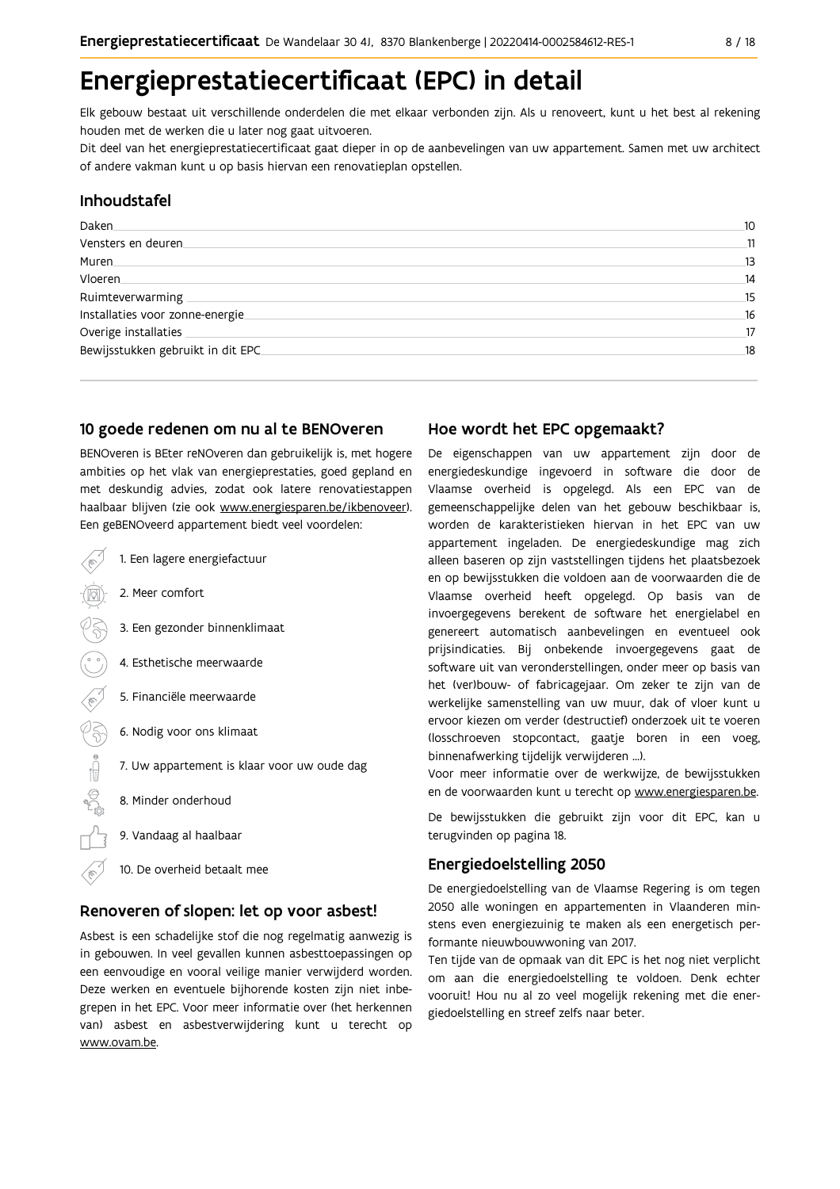# Energieprestatiecertificaat (EPC) in detail

Elk gebouw bestaat uit verschillende onderdelen die met elkaar verbonden zijn. Als u renoveert, kunt u het best al rekening houden met de werken die u later nog gaat uitvoeren.

Dit deel van het energieprestatiecertificaat gaat dieper in op de aanbevelingen van uw appartement. Samen met uw architect of andere vakman kunt u op basis hiervan een renovatieplan opstellen.

## Inhoudstafel

| | |
|---|---|
| Daken | 10 |
| Vensters en deuren | 11 |
| Muren | 13 |
| Vloeren | 14 |
| Ruimteverwarming | 15 |
| Installaties voor zonne-energie | 16 |
| Overige installaties | 17 |
| Bewijsstukken gebruikt in dit EPC | 18 |

## 10 goede redenen om nu al te BENOveren

BENOveren is BEter reNOveren dan gebruikelijk is, met hogere ambities op het vlak van energieprestaties, goed gepland en met deskundig advies, zodat ook latere renovatiestappen haalbaar blijven (zie ook www.energiesparen.be/ikbenoveer). Een geBENOveerd appartement biedt veel voordelen:

1. Een lagere energiefactuur
2. Meer comfort
3. Een gezonder binnenklimaat
4. Esthetische meerwaarde
5. Financiële meerwaarde
6. Nodig voor ons klimaat
7. Uw appartement is klaar voor uw oude dag
8. Minder onderhoud
9. Vandaag al haalbaar
10. De overheid betaalt mee

## Renoveren of slopen: let op voor asbest!

Asbest is een schadelijke stof die nog regelmatig aanwezig is in gebouwen. In veel gevallen kunnen asbesttoepassingen op een eenvoudige en vooral veilige manier verwijderd worden. Deze werken en eventuele bijhorende kosten zijn niet inbegrepen in het EPC. Voor meer informatie over (het herkennen van) asbest en asbestverwijdering kunt u terecht op www.ovam.be.

## Hoe wordt het EPC opgemaakt?

De eigenschappen van uw appartement zijn door de energiedeskundige ingevoerd in software die door de Vlaamse overheid is opgelegd. Als een EPC van de gemeenschappelijke delen van het gebouw beschikbaar is, worden de karakteristieken hiervan in het EPC van uw appartement ingeladen. De energiedeskundige mag zich alleen baseren op zijn vaststellingen tijdens het plaatsbezoek en op bewijsstukken die voldoen aan de voorwaarden die de Vlaamse overheid heeft opgelegd. Op basis van de invoergegevens berekent de software het energielabel en genereert automatisch aanbevelingen en eventueel ook prijsindicaties. Bij onbekende invoergegevens gaat de software uit van veronderstellingen, onder meer op basis van het (ver)bouw- of fabricagejaar. Om zeker te zijn van de werkelijke samenstelling van uw muur, dak of vloer kunt u ervoor kiezen om verder (destructief) onderzoek uit te voeren (losschroeven stopcontact, gaatje boren in een voeg, binnenafwerking tijdelijk verwijderen ...).

Voor meer informatie over de werkwijze, de bewijsstukken en de voorwaarden kunt u terecht op www.energiesparen.be.

De bewijsstukken die gebruikt zijn voor dit EPC, kan u terugvinden op pagina 18.

## Energiedoelstelling 2050

De energiedoelstelling van de Vlaamse Regering is om tegen 2050 alle woningen en appartementen in Vlaanderen minstens even energiezuinig te maken als een energetisch performante nieuwbouwwoning van 2017.

Ten tijde van de opmaak van dit EPC is het nog niet verplicht om aan die energiedoelstelling te voldoen. Denk echter vooruit! Hou nu al zo veel mogelijk rekening met die energiedoelstelling en streef zelfs naar beter.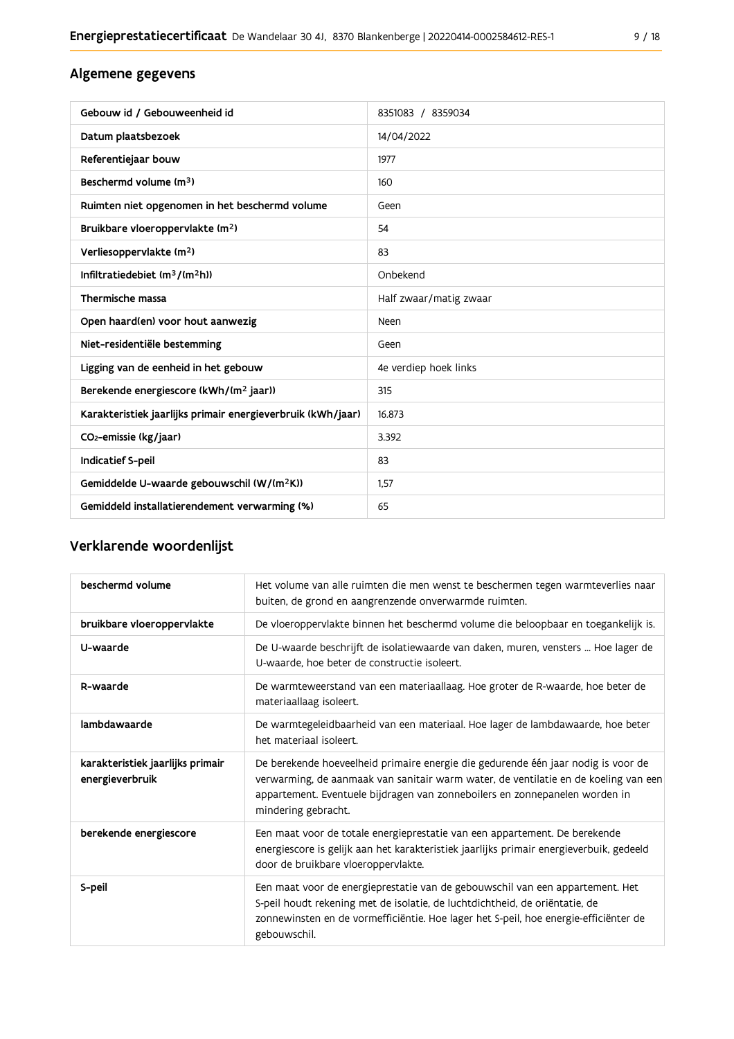## Algemene gegevens

| Gebouw id / Gebouweenheid id | 8351083 / 8359034 |
|---|---|
| Datum plaatsbezoek | 14/04/2022 |
| Referentiejaar bouw | 1977 |
| Beschermd volume ($m^3$) | 160 |
| Ruimten niet opgenomen in het beschermd volume | Geen |
| Bruikbare vloeroppervlakte ($m^2$) | 54 |
| Verliesoppervlakte ($m^2$) | 83 |
| Infiltratiedebiet ($m^3/(m^2h)$) | Onbekend |
| Thermische massa | Half zwaar/matig zwaar |
| Open haard(en) voor hout aanwezig | Neen |
| Niet-residentiële bestemming | Geen |
| Ligging van de eenheid in het gebouw | 4e verdiep hoek links |
| Berekende energiescore (kWh/($m^2$ jaar)) | 315 |
| Karakteristiek jaarlijks primair energieverbruik (kWh/jaar) | 16.873 |
| $CO_2$-emissie (kg/jaar) | 3.392 |
| Indicatief S-peil | 83 |
| Gemiddelde U-waarde gebouwschil (W/($m^2$K)) | 1,57 |
| Gemiddeld installatierendement verwarming (%) | 65 |

## Verklarende woordenlijst

| beschermd volume | Het volume van alle ruimten die men wenst te beschermen tegen warmteverlies naar buiten, de grond en aangrenzende onverwarmde ruimten. |
|---|---|
| bruikbare vloeroppervlakte | De vloeroppervlakte binnen het beschermd volume die beloopbaar en toegankelijk is. |
| U-waarde | De U-waarde beschrijft de isolatiewaarde van daken, muren, vensters ... Hoe lager de U-waarde, hoe beter de constructie isoleert. |
| R-waarde | De warmteweerstand van een materiaallaag. Hoe groter de R-waarde, hoe beter de materiaallaag isoleert. |
| lambdawaarde | De warmtegeleidbaarheid van een materiaal. Hoe lager de lambdawaarde, hoe beter het materiaal isoleert. |
| karakteristiek jaarlijks primair energieverbruik | De berekende hoeveelheid primaire energie die gedurende één jaar nodig is voor de verwarming, de aanmaak van sanitair warm water, de ventilatie en de koeling van een appartement. Eventuele bijdragen van zonneboilers en zonnepanelen worden in mindering gebracht. |
| berekende energiescore | Een maat voor de totale energieprestatie van een appartement. De berekende energiescore is gelijk aan het karakteristiek jaarlijks primair energieverbuik, gedeeld door de bruikbare vloeroppervlakte. |
| S-peil | Een maat voor de energieprestatie van de gebouwschil van een appartement. Het S-peil houdt rekening met de isolatie, de luchtdichtheid, de oriëntatie, de zonnewinsten en de vormefficiëntie. Hoe lager het S-peil, hoe energie-efficiënter de gebouwschil. |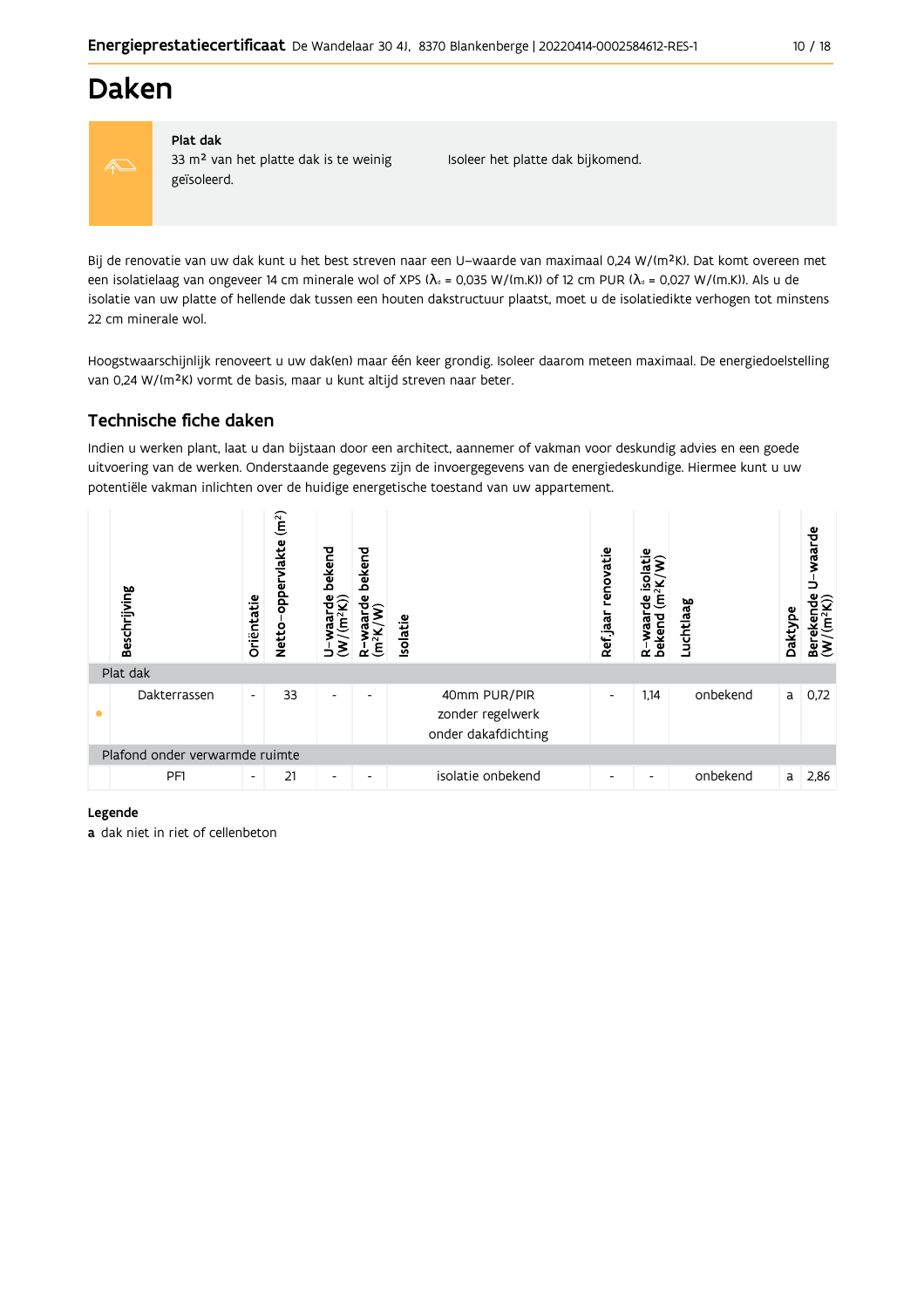# Daken

**Plat dak**
33 m² van het platte dak is te weinig geïsoleerd.

Isoleer het platte dak bijkomend.

Bij de renovatie van uw dak kunt u het best streven naar een U–waarde van maximaal 0,24 W/(m²K). Dat komt overeen met een isolatielaag van ongeveer 14 cm minerale wol of XPS ($λ_d$ = 0,035 W/(m.K)) of 12 cm PUR ($λ_d$ = 0,027 W/(m.K)). Als u de isolatie van uw platte of hellende dak tussen een houten dakstructuur plaatst, moet u de isolatiedikte verhogen tot minstens 22 cm minerale wol.

Hoogstwaarschijnlijk renoveert u uw dak(en) maar één keer grondig. Isoleer daarom meteen maximaal. De energiedoelstelling van 0,24 W/(m²K) vormt de basis, maar u kunt altijd streven naar beter.

## Technische fiche daken

Indien u werken plant, laat u dan bijstaan door een architect, aannemer of vakman voor deskundig advies en een goede uitvoering van de werken. Onderstaande gegevens zijn de invoergegevens van de energiedeskundige. Hiermee kunt u uw potentiële vakman inlichten over de huidige energetische toestand van uw appartement.

| | Beschrijving | Oriëntatie | Netto–oppervlakte (m²) | U–waarde bekend (W/(m²K)) | R–waarde bekend (m²K/W) | Isolatie | Ref.jaar renovatie | R–waarde isolatie bekend (m²K/W) | Luchtlaag | Daktype | Berekende U–waarde (W/(m²K)) |
|---|---|---|---|---|---|---|---|---|---|---|---|
| Plat dak | | | | | | | | | | | |
| • | Dakterrassen | - | 33 | - | - | 40mm PUR/PIR zonder regelwerk onder dakafdichting | - | 1,14 | onbekend | a | 0,72 |
| Plafond onder verwarmde ruimte | | | | | | | | | | | |
| | PF1 | - | 21 | - | - | isolatie onbekend | - | - | onbekend | a | 2,86 |

**Legende**

**a** dak niet in riet of cellenbeton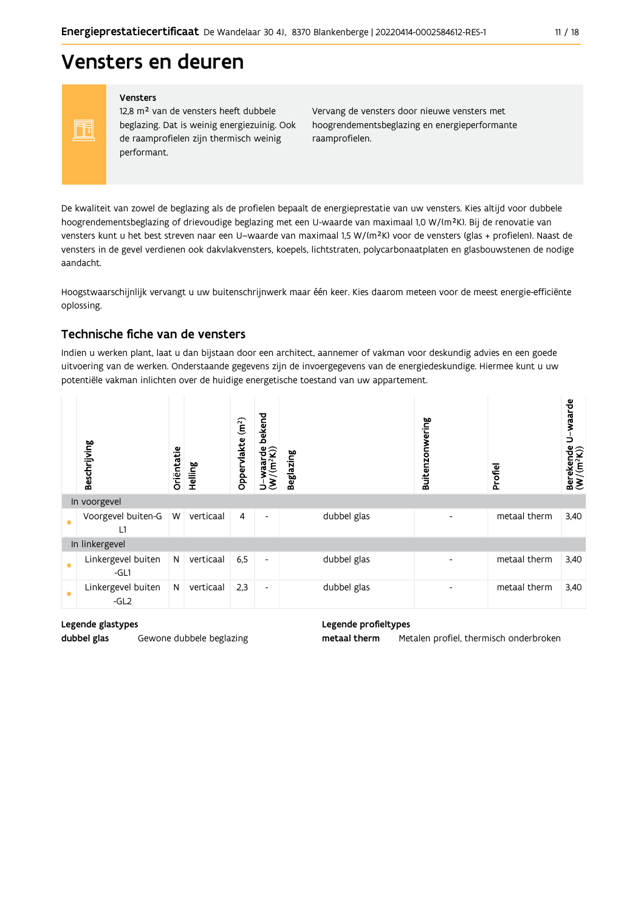# Vensters en deuren

**Vensters**

12,8 m² van de vensters heeft dubbele beglazing. Dat is weinig energiezuinig. Ook de raamprofielen zijn thermisch weinig performant.

Vervang de vensters door nieuwe vensters met hoogrendementsbeglazing en energieperformante raamprofielen.

De kwaliteit van zowel de beglazing als de profielen bepaalt de energieprestatie van uw vensters. Kies altijd voor dubbele hoogrendementsbeglazing of drievoudige beglazing met een U-waarde van maximaal 1,0 W/(m²K). Bij de renovatie van vensters kunt u het best streven naar een U–waarde van maximaal 1,5 W/(m²K) voor de vensters (glas + profielen). Naast de vensters in de gevel verdienen ook dakvlakvensters, koepels, lichtstraten, polycarbonaatplaten en glasbouwstenen de nodige aandacht.

Hoogstwaarschijnlijk vervangt u uw buitenschrijnwerk maar één keer. Kies daarom meteen voor de meest energie-efficiënte oplossing.

## Technische fiche van de vensters

Indien u werken plant, laat u dan bijstaan door een architect, aannemer of vakman voor deskundig advies en een goede uitvoering van de werken. Onderstaande gegevens zijn de invoergegevens van de energiedeskundige. Hiermee kunt u uw potentiële vakman inlichten over de huidige energetische toestand van uw appartement.

| | Beschrijving | Oriëntatie | Helling | Oppervlakte (m²) | U–waarde bekend (W/(m²K)) | Beglazing | Buitenzonwering | Profiel | Berekende U–waarde (W/(m²K)) |
|---|---|---|---|---|---|---|---|---|---|
| **In voorgevel** | | | | | | | | | |
| • | Voorgevel buiten-GL1 | W | verticaal | 4 | - | dubbel glas | - | metaal therm | 3,40 |
| **In linkergevel** | | | | | | | | | |
| • | Linkergevel buiten -GL1 | N | verticaal | 6,5 | - | dubbel glas | - | metaal therm | 3,40 |
| • | Linkergevel buiten -GL2 | N | verticaal | 2,3 | - | dubbel glas | - | metaal therm | 3,40 |

**Legende glastypes**

**dubbel glas** Gewone dubbele beglazing

**Legende profieltypes**

**metaal therm** Metalen profiel, thermisch onderbroken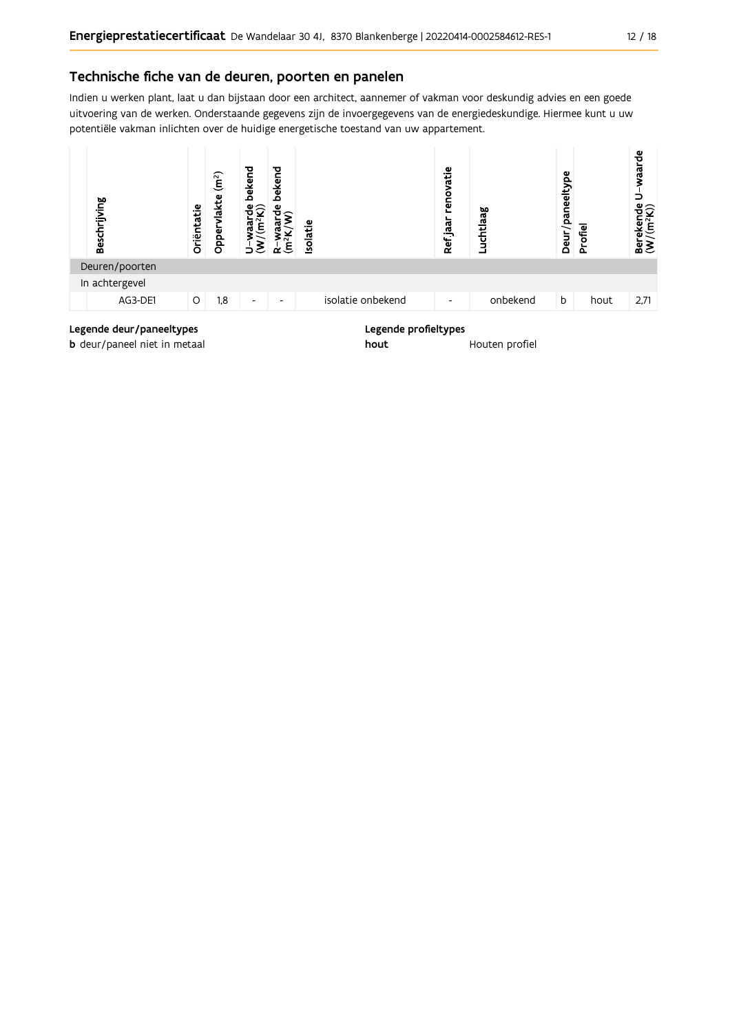## Technische fiche van de deuren, poorten en panelen

Indien u werken plant, laat u dan bijstaan door een architect, aannemer of vakman voor deskundig advies en een goede uitvoering van de werken. Onderstaande gegevens zijn de invoergegevens van de energiedeskundige. Hiermee kunt u uw potentiële vakman inlichten over de huidige energetische toestand van uw appartement.

| Beschrijving | Oriëntatie | Oppervlakte (m²) | U-waarde bekend (W/(m²K)) | R-waarde bekend (m²K/W) | Isolatie | Ref.jaar renovatie | Luchtlaag | Deur/paneeltype | Profiel | Berekende U-waarde (W/(m²K)) |
|---|---|---|---|---|---|---|---|---|---|---|
| Deuren/poorten | | | | | | | | | | |
| In achtergevel | | | | | | | | | | |
| AG3-DE1 | O | 1,8 | - | - | isolatie onbekend | - | onbekend | b | hout | 2,71 |

**Legende deur/paneeltypes**

**b** deur/paneel niet in metaal

**Legende profieltypes**

**hout** Houten profiel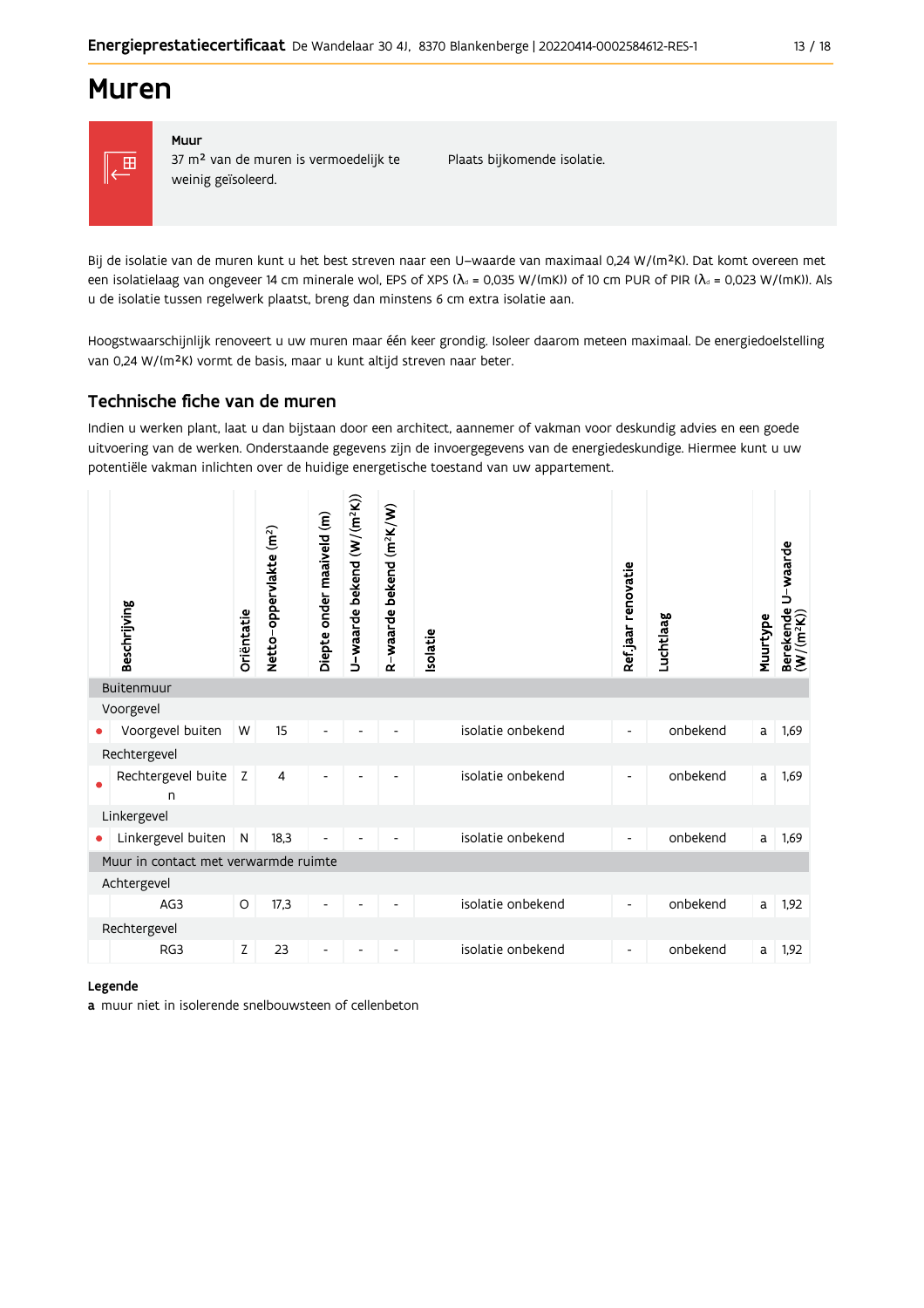# Muren

**Muur**

37 m² van de muren is vermoedelijk te weinig geïsoleerd.

Plaats bijkomende isolatie.

Bij de isolatie van de muren kunt u het best streven naar een U-waarde van maximaal 0,24 W/(m²K). Dat komt overeen met een isolatielaag van ongeveer 14 cm minerale wol, EPS of XPS ($\lambda_d$ = 0,035 W/(mK)) of 10 cm PUR of PIR ($\lambda_d$ = 0,023 W/(mK)). Als u de isolatie tussen regelwerk plaatst, breng dan minstens 6 cm extra isolatie aan.

Hoogstwaarschijnlijk renoveert u uw muren maar één keer grondig. Isoleer daarom meteen maximaal. De energiedoelstelling van 0,24 W/(m²K) vormt de basis, maar u kunt altijd streven naar beter.

## Technische fiche van de muren

Indien u werken plant, laat u dan bijstaan door een architect, aannemer of vakman voor deskundig advies en een goede uitvoering van de werken. Onderstaande gegevens zijn de invoergegevens van de energiedeskundige. Hiermee kunt u uw potentiële vakman inlichten over de huidige energetische toestand van uw appartement.

| | Beschrijving | Oriëntatie | Netto-oppervlakte (m²) | Diepte onder maaiveld (m) | U-waarde bekend (W/(m²K)) | R-waarde bekend (m²K/W) | Isolatie | Ref.jaar renovatie | Luchtlaag | Muurtype | Berekende U-waarde (W/(m²K)) |
|---|---|---|---|---|---|---|---|---|---|---|---|
| **Buitenmuur** | | | | | | | | | | | |
| Voorgevel | | | | | | | | | | | |
| • | Voorgevel buiten | W | 15 | - | - | - | isolatie onbekend | - | onbekend | a | 1,69 |
| Rechtergevel | | | | | | | | | | | |
| • | Rechtergevel buiten | Z | 4 | - | - | - | isolatie onbekend | - | onbekend | a | 1,69 |
| Linkergevel | | | | | | | | | | | |
| • | Linkergevel buiten | N | 18,3 | - | - | - | isolatie onbekend | - | onbekend | a | 1,69 |
| **Muur in contact met verwarmde ruimte** | | | | | | | | | | | |
| Achtergevel | | | | | | | | | | | |
| | AG3 | O | 17,3 | - | - | - | isolatie onbekend | - | onbekend | a | 1,92 |
| Rechtergevel | | | | | | | | | | | |
| | RG3 | Z | 23 | - | - | - | isolatie onbekend | - | onbekend | a | 1,92 |

**Legende**

**a** muur niet in isolerende snelbouwsteen of cellenbeton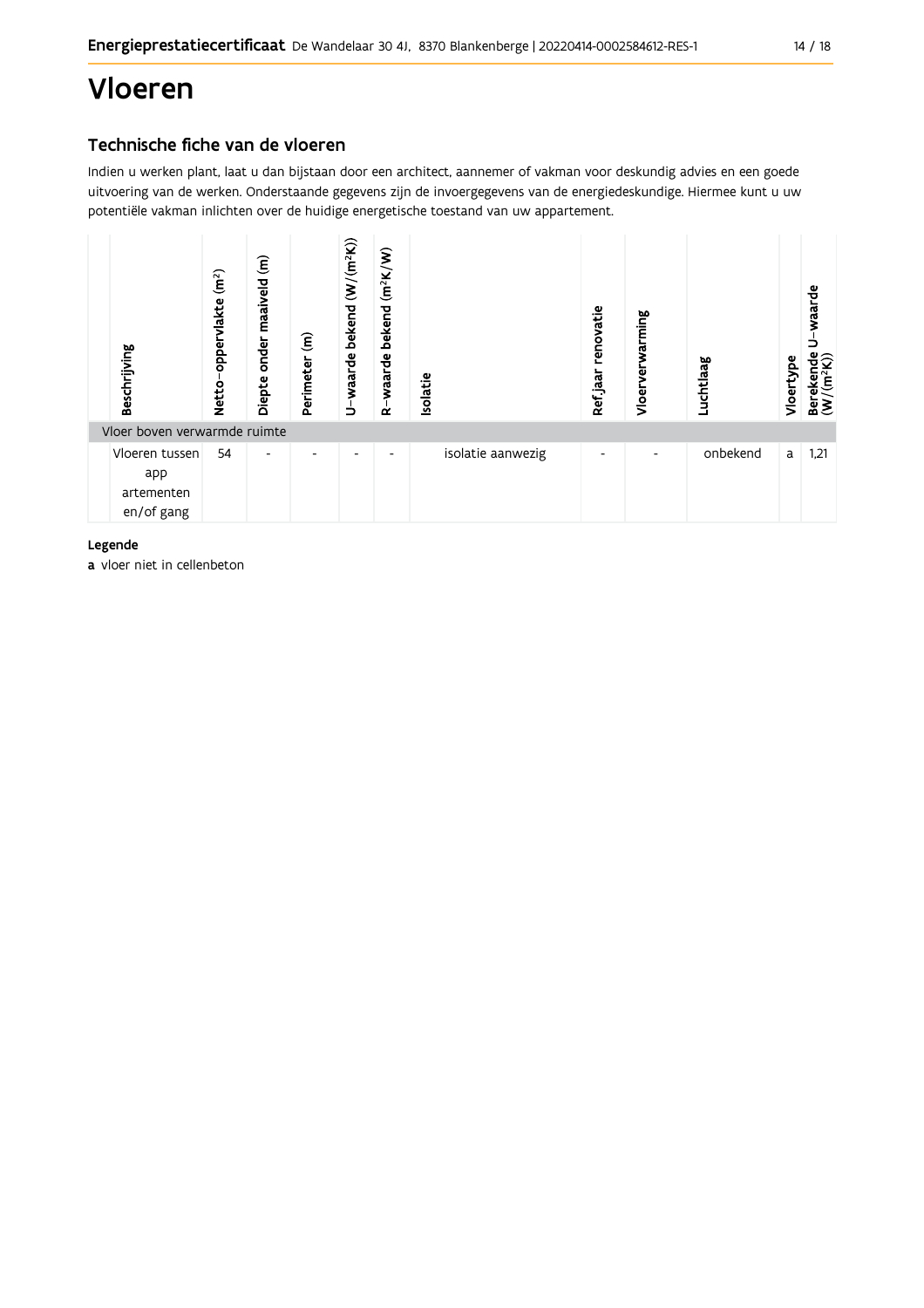# Vloeren

## Technische fiche van de vloeren

Indien u werken plant, laat u dan bijstaan door een architect, aannemer of vakman voor deskundig advies en een goede uitvoering van de werken. Onderstaande gegevens zijn de invoergegevens van de energiedeskundige. Hiermee kunt u uw potentiële vakman inlichten over de huidige energetische toestand van uw appartement.

| | Beschrijving | Netto-oppervlakte ($m^2$) | Diepte onder maaiveld (m) | Perimeter (m) | U-waarde bekend ($W/(m^2K)$) | R-waarde bekend ($m^2K/W$) | Isolatie | Ref.jaar renovatie | Vloerverwarming | Luchtlaag | Vloertype | Berekende U-waarde ($W/(m^2K)$) |
|---|---|---|---|---|---|---|---|---|---|---|---|---|
| Vloer boven verwarmde ruimte | | | | | | | | | | | | |
| | Vloeren tussen appartementen en/of gang | 54 | - | - | - | - | isolatie aanwezig | - | - | onbekend | a | 1,21 |

**Legende**

**a** vloer niet in cellenbeton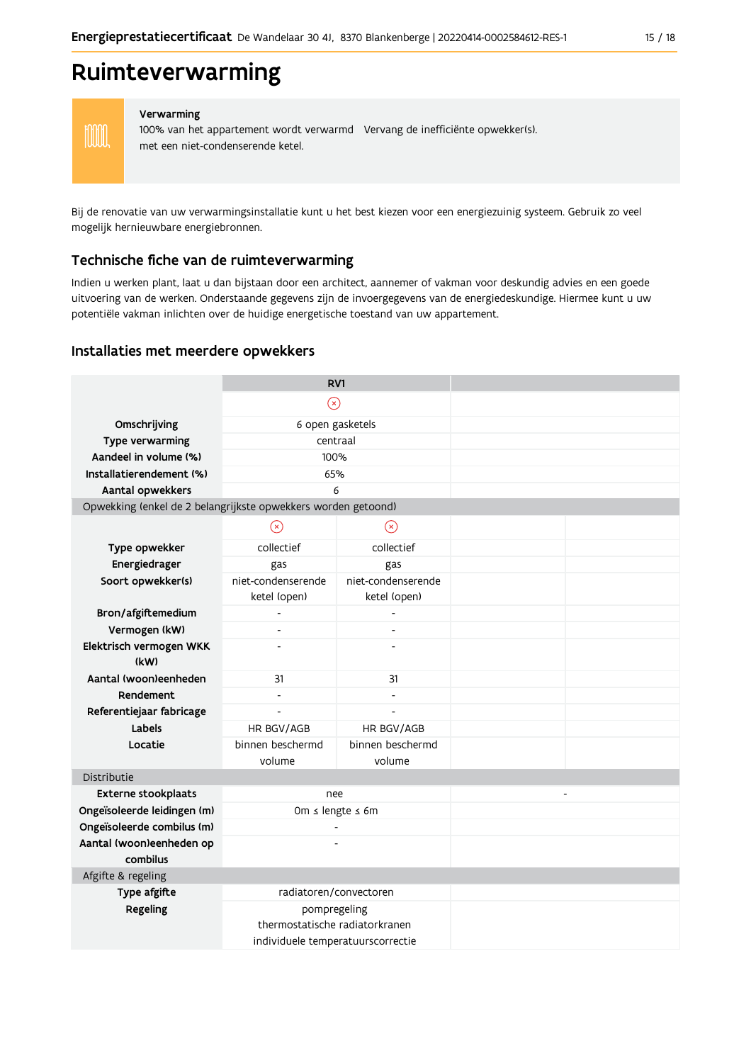# Ruimteverwarming

**Verwarming**

100% van het appartement wordt verwarmd met een niet-condenserende ketel.

Vervang de inefficiënte opwekker(s).

Bij de renovatie van uw verwarmingsinstallatie kunt u het best kiezen voor een energiezuinig systeem. Gebruik zo veel mogelijk hernieuwbare energiebronnen.

## Technische fiche van de ruimteverwarming

Indien u werken plant, laat u dan bijstaan door een architect, aannemer of vakman voor deskundig advies en een goede uitvoering van de werken. Onderstaande gegevens zijn de invoergegevens van de energiedeskundige. Hiermee kunt u uw potentiële vakman inlichten over de huidige energetische toestand van uw appartement.

## Installaties met meerdere opwekkers

| | RV1 | | | |
|---|---|---|---|---|
| | ⊗ | | | |
| **Omschrijving** | 6 open gasketels | | | |
| **Type verwarming** | centraal | | | |
| **Aandeel in volume (%)** | 100% | | | |
| **Installatierendement (%)** | 65% | | | |
| **Aantal opwekkers** | 6 | | | |
| Opwekking (enkel de 2 belangrijkste opwekkers worden getoond) | | | | |
| | ⊗ | ⊗ | | |
| **Type opwekker** | collectief | collectief | | |
| **Energiedrager** | gas | gas | | |
| **Soort opwekker(s)** | niet-condenserende ketel (open) | niet-condenserende ketel (open) | | |
| **Bron/afgiftemedium** | - | - | | |
| **Vermogen (kW)** | - | - | | |
| **Elektrisch vermogen WKK (kW)** | - | - | | |
| **Aantal (woon)eenheden** | 31 | 31 | | |
| **Rendement** | - | - | | |
| **Referentiejaar fabricage** | - | - | | |
| **Labels** | HR BGV/AGB | HR BGV/AGB | | |
| **Locatie** | binnen beschermd volume | binnen beschermd volume | | |
| Distributie | | | | |
| **Externe stookplaats** | nee | | - | |
| **Ongeïsoleerde leidingen (m)** | 0m ≤ lengte ≤ 6m | | | |
| **Ongeïsoleerde combilus (m)** | - | | | |
| **Aantal (woon)eenheden op combilus** | - | | | |
| Afgifte & regeling | | | | |
| **Type afgifte** | radiatoren/convectoren | | | |
| **Regeling** | pompregeling<br>thermostatische radiatorkranen<br>individuele temperatuurscorrectie | | | |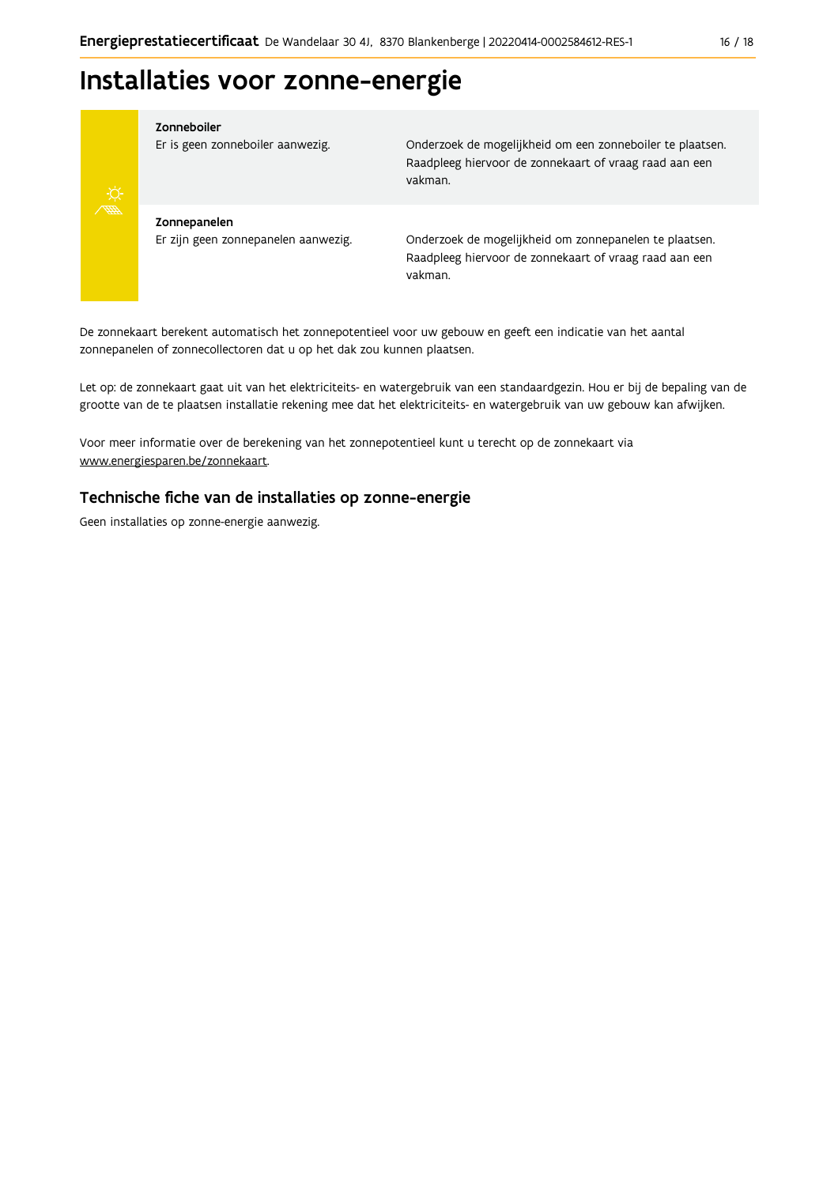# Installaties voor zonne-energie

| | |
|---|---|
| **Zonneboiler**<br>Er is geen zonneboiler aanwezig. | Onderzoek de mogelijkheid om een zonneboiler te plaatsen. Raadpleeg hiervoor de zonnekaart of vraag raad aan een vakman. |
| **Zonnepanelen**<br>Er zijn geen zonnepanelen aanwezig. | Onderzoek de mogelijkheid om zonnepanelen te plaatsen. Raadpleeg hiervoor de zonnekaart of vraag raad aan een vakman. |

De zonnekaart berekent automatisch het zonnepotentieel voor uw gebouw en geeft een indicatie van het aantal zonnepanelen of zonnecollectoren dat u op het dak zou kunnen plaatsen.

Let op: de zonnekaart gaat uit van het elektriciteits- en watergebruik van een standaardgezin. Hou er bij de bepaling van de grootte van de te plaatsen installatie rekening mee dat het elektriciteits- en watergebruik van uw gebouw kan afwijken.

Voor meer informatie over de berekening van het zonnepotentieel kunt u terecht op de zonnekaart via www.energiesparen.be/zonnekaart.

## Technische fiche van de installaties op zonne-energie

Geen installaties op zonne-energie aanwezig.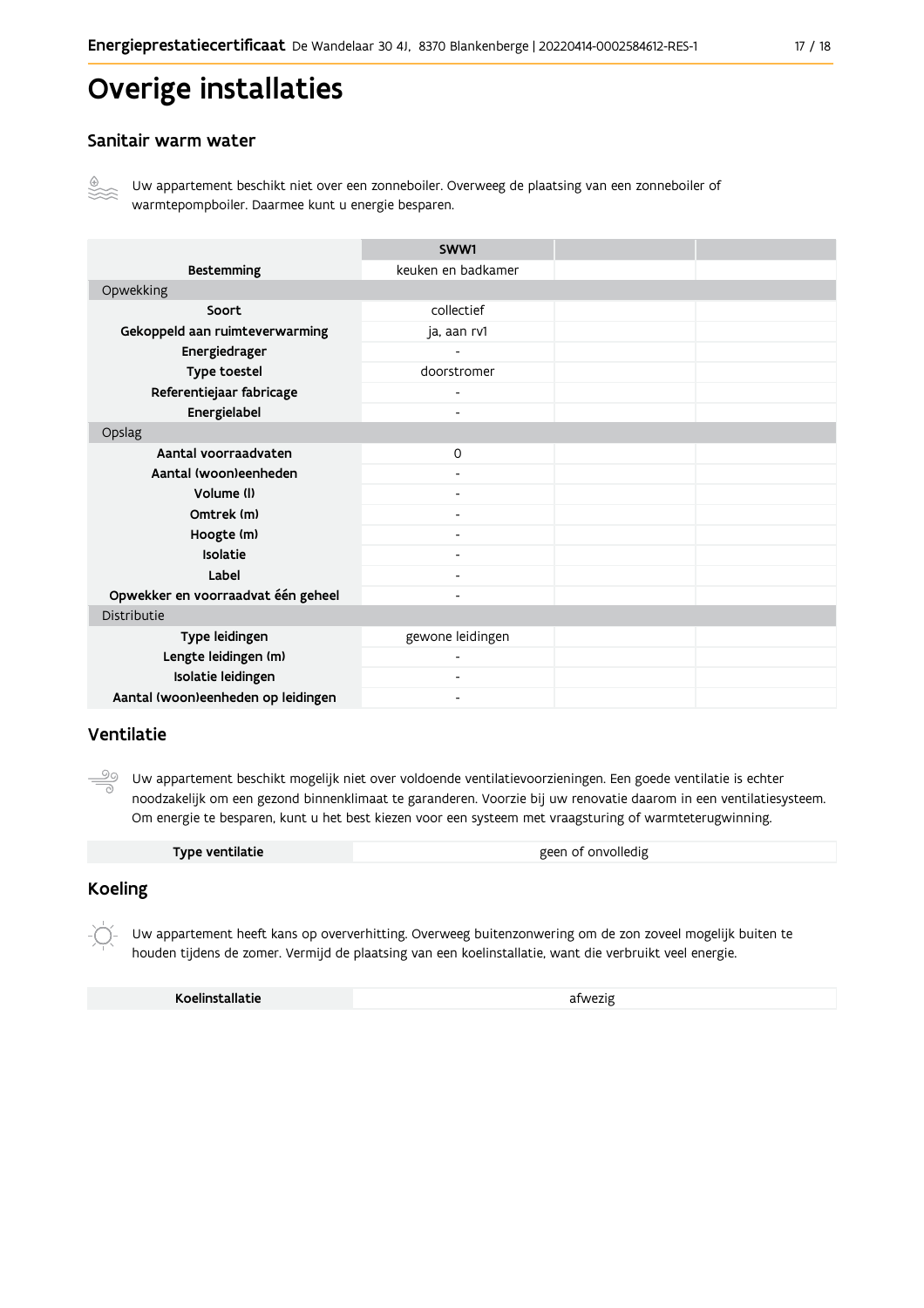# Overige installaties

## Sanitair warm water

Uw appartement beschikt niet over een zonneboiler. Overweeg de plaatsing van een zonneboiler of warmtepompboiler. Daarmee kunt u energie besparen.

| | SWW1 | | |
|---|---|---|---|
| **Bestemming** | keuken en badkamer | | |
| Opwekking | | | |
| **Soort** | collectief | | |
| **Gekoppeld aan ruimteverwarming** | ja, aan rv1 | | |
| **Energiedrager** | - | | |
| **Type toestel** | doorstromer | | |
| **Referentiejaar fabricage** | - | | |
| **Energielabel** | - | | |
| Opslag | | | |
| **Aantal voorraadvaten** | 0 | | |
| **Aantal (woon)eenheden** | - | | |
| **Volume (l)** | - | | |
| **Omtrek (m)** | - | | |
| **Hoogte (m)** | - | | |
| **Isolatie** | - | | |
| **Label** | - | | |
| **Opwekker en voorraadvat één geheel** | - | | |
| Distributie | | | |
| **Type leidingen** | gewone leidingen | | |
| **Lengte leidingen (m)** | - | | |
| **Isolatie leidingen** | - | | |
| **Aantal (woon)eenheden op leidingen** | - | | |

## Ventilatie

Uw appartement beschikt mogelijk niet over voldoende ventilatievoorzieningen. Een goede ventilatie is echter noodzakelijk om een gezond binnenklimaat te garanderen. Voorzie bij uw renovatie daarom in een ventilatiesysteem. Om energie te besparen, kunt u het best kiezen voor een systeem met vraagsturing of warmteterugwinning.

| **Type ventilatie** | geen of onvolledig |
|---|---|

## Koeling

Uw appartement heeft kans op oververhitting. Overweeg buitenzonwering om de zon zoveel mogelijk buiten te houden tijdens de zomer. Vermijd de plaatsing van een koelinstallatie, want die verbruikt veel energie.

| **Koelinstallatie** | afwezig |
|---|---|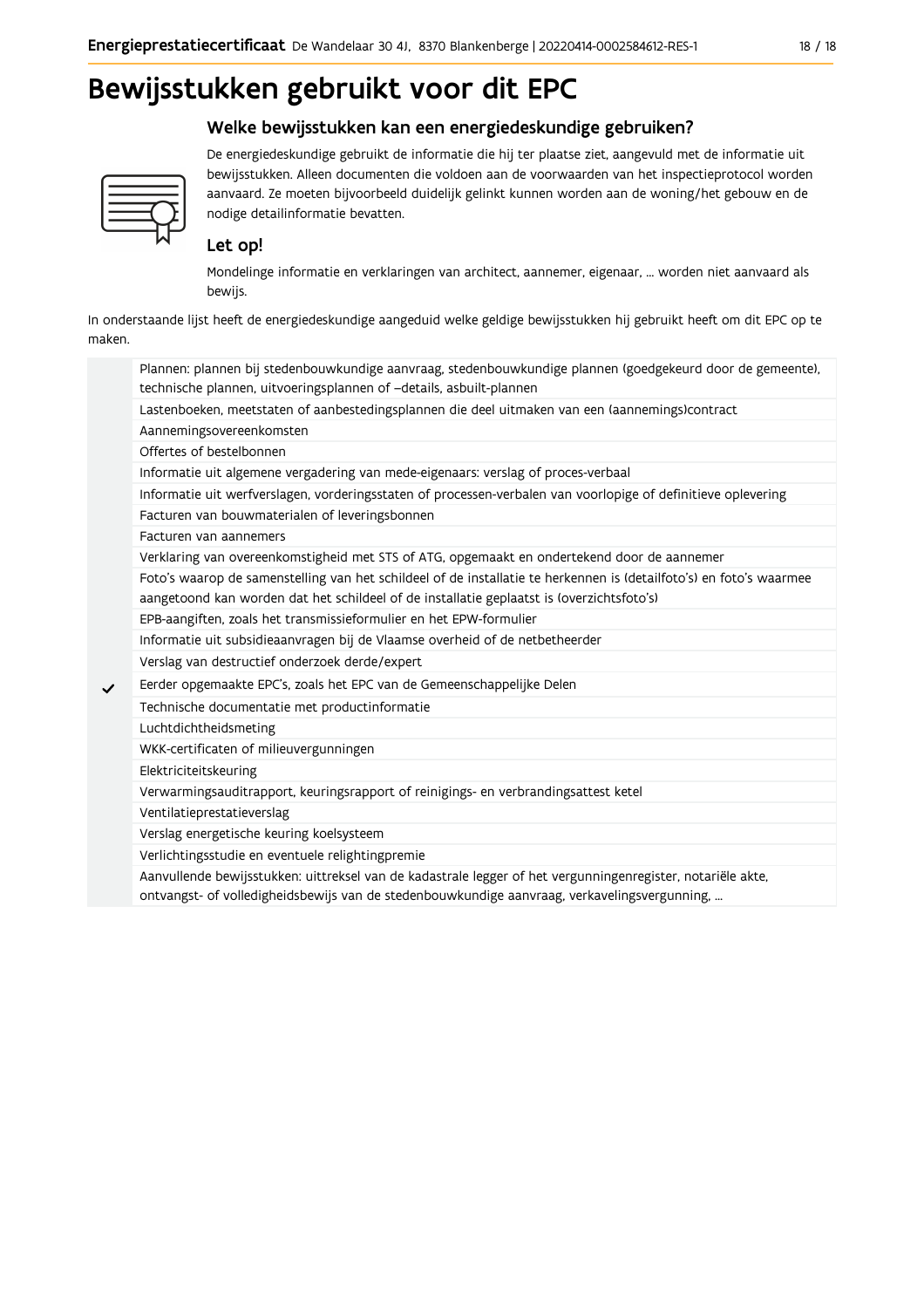# Bewijsstukken gebruikt voor dit EPC

## Welke bewijsstukken kan een energiedeskundige gebruiken?

De energiedeskundige gebruikt de informatie die hij ter plaatse ziet, aangevuld met de informatie uit bewijsstukken. Alleen documenten die voldoen aan de voorwaarden van het inspectieprotocol worden aanvaard. Ze moeten bijvoorbeeld duidelijk gelinkt kunnen worden aan de woning/het gebouw en de nodige detailinformatie bevatten.

### Let op!

Mondelinge informatie en verklaringen van architect, aannemer, eigenaar, ... worden niet aanvaard als bewijs.

In onderstaande lijst heeft de energiedeskundige aangeduid welke geldige bewijsstukken hij gebruikt heeft om dit EPC op te maken.

| | |
|---|---|
| | Plannen: plannen bij stedenbouwkundige aanvraag, stedenbouwkundige plannen (goedgekeurd door de gemeente), technische plannen, uitvoeringsplannen of –details, asbuilt-plannen |
| | Lastenboeken, meetstaten of aanbestedingsplannen die deel uitmaken van een (aannemings)contract |
| | Aannemingsovereenkomsten |
| | Offertes of bestelbonnen |
| | Informatie uit algemene vergadering van mede-eigenaars: verslag of proces-verbaal |
| | Informatie uit werfverslagen, vorderingsstaten of processen-verbalen van voorlopige of definitieve oplevering |
| | Facturen van bouwmaterialen of leveringsbonnen |
| | Facturen van aannemers |
| | Verklaring van overeenkomstigheid met STS of ATG, opgemaakt en ondertekend door de aannemer |
| | Foto's waarop de samenstelling van het schildeel of de installatie te herkennen is (detailfoto's) en foto's waarmee aangetoond kan worden dat het schildeel of de installatie geplaatst is (overzichtsfoto's) |
| | EPB-aangiften, zoals het transmissieformulier en het EPW-formulier |
| | Informatie uit subsidieaanvragen bij de Vlaamse overheid of de netbetheerder |
| | Verslag van destructief onderzoek derde/expert |
| ✓ | Eerder opgemaakte EPC's, zoals het EPC van de Gemeenschappelijke Delen |
| | Technische documentatie met productinformatie |
| | Luchtdichtheidsmeting |
| | WKK-certificaten of milieuvergunningen |
| | Elektriciteitskeuring |
| | Verwarmingsauditrapport, keuringsrapport of reinigings- en verbrandingsattest ketel |
| | Ventilatieprestatieverslag |
| | Verslag energetische keuring koelsysteem |
| | Verlichtingsstudie en eventuele relightingpremie |
| | Aanvullende bewijsstukken: uittreksel van de kadastrale legger of het vergunningenregister, notariële akte, ontvangst- of volledigheidsbewijs van de stedenbouwkundige aanvraag, verkavelingsvergunning, ... |